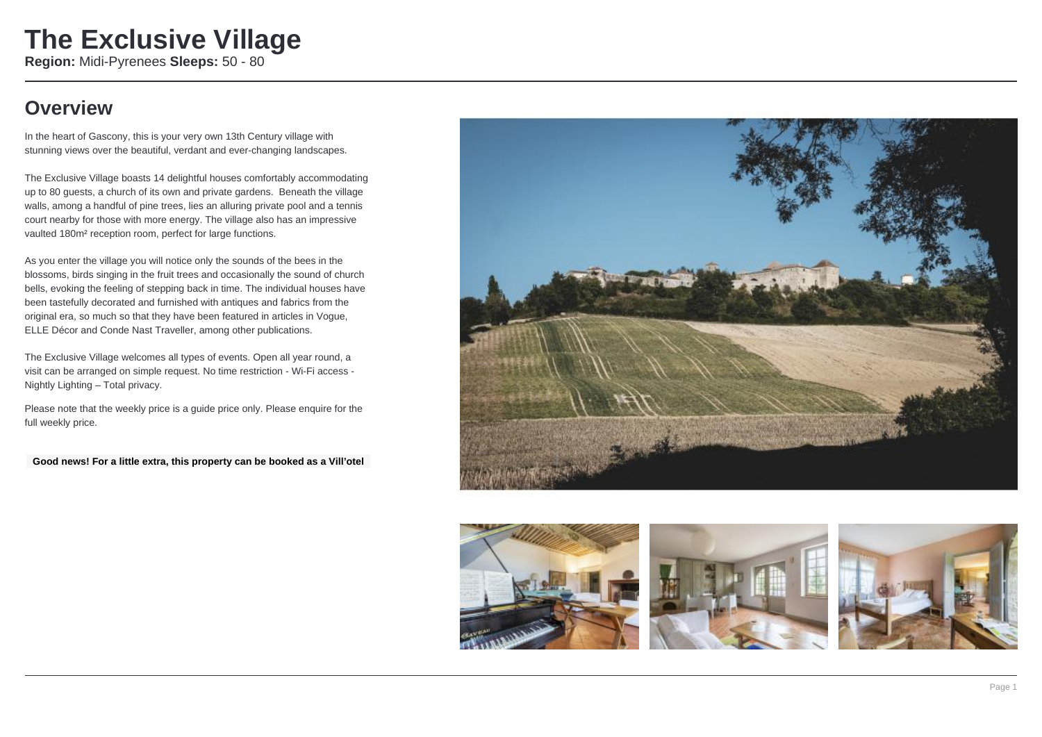# The Exclusive Village

**Region:** Midi-Pyrenees **Sleeps:** 50 - 80

## Overview

In the heart of Gascony, this is your very own 13th Century village with stunning views over the beautiful, verdant and ever-changing landscapes.

The Exclusive Village boasts 14 delightful houses comfortably accommodating up to 80 guests, a church of its own and private gardens. Beneath the village walls, among a handful of pine trees, lies an alluring private pool and a tennis court nearby for those with more energy. The village also has an impressive vaulted 180m² reception room, perfect for large functions.

As you enter the village you will notice only the sounds of the bees in the blossoms, birds singing in the fruit trees and occasionally the sound of church bells, evoking the feeling of stepping back in time. The individual houses have been tastefully decorated and furnished with antiques and fabrics from the original era, so much so that they have been featured in articles in Vogue, ELLE Décor and Conde Nast Traveller, among other publications.

The Exclusive Village welcomes all types of events. Open all year round, a visit can be arranged on simple request. No time restriction - Wi-Fi access - Nightly Lighting – Total privacy.

Please note that the weekly price is a guide price only. Please enquire for the full weekly price.

**Good news! For a little extra, this property can be booked as a Vill'otel**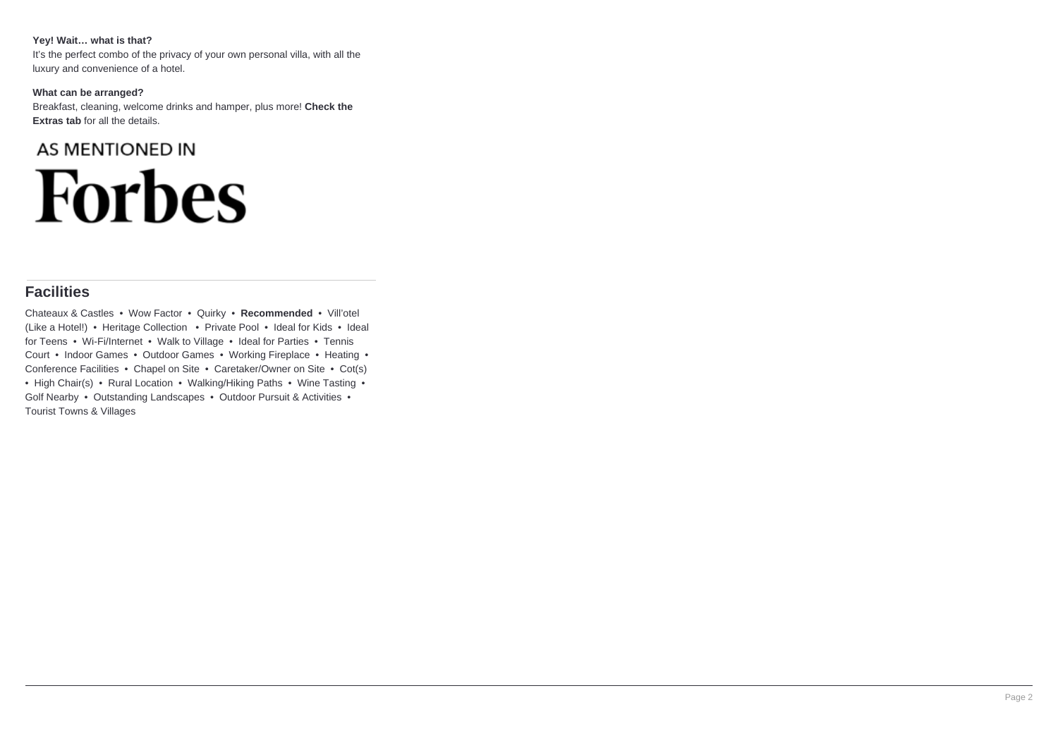**Yey! Wait… what is that?**
It's the perfect combo of the privacy of your own personal villa, with all the luxury and convenience of a hotel.

**What can be arranged?**
Breakfast, cleaning, welcome drinks and hamper, plus more! **Check the Extras tab** for all the details.

AS MENTIONED IN

Forbes

## Facilities

Chateaux & Castles • Wow Factor • Quirky • **Recommended** • Vill'otel (Like a Hotel!) • Heritage Collection • Private Pool • Ideal for Kids • Ideal for Teens • Wi-Fi/Internet • Walk to Village • Ideal for Parties • Tennis Court • Indoor Games • Outdoor Games • Working Fireplace • Heating • Conference Facilities • Chapel on Site • Caretaker/Owner on Site • Cot(s) • High Chair(s) • Rural Location • Walking/Hiking Paths • Wine Tasting • Golf Nearby • Outstanding Landscapes • Outdoor Pursuit & Activities • Tourist Towns & Villages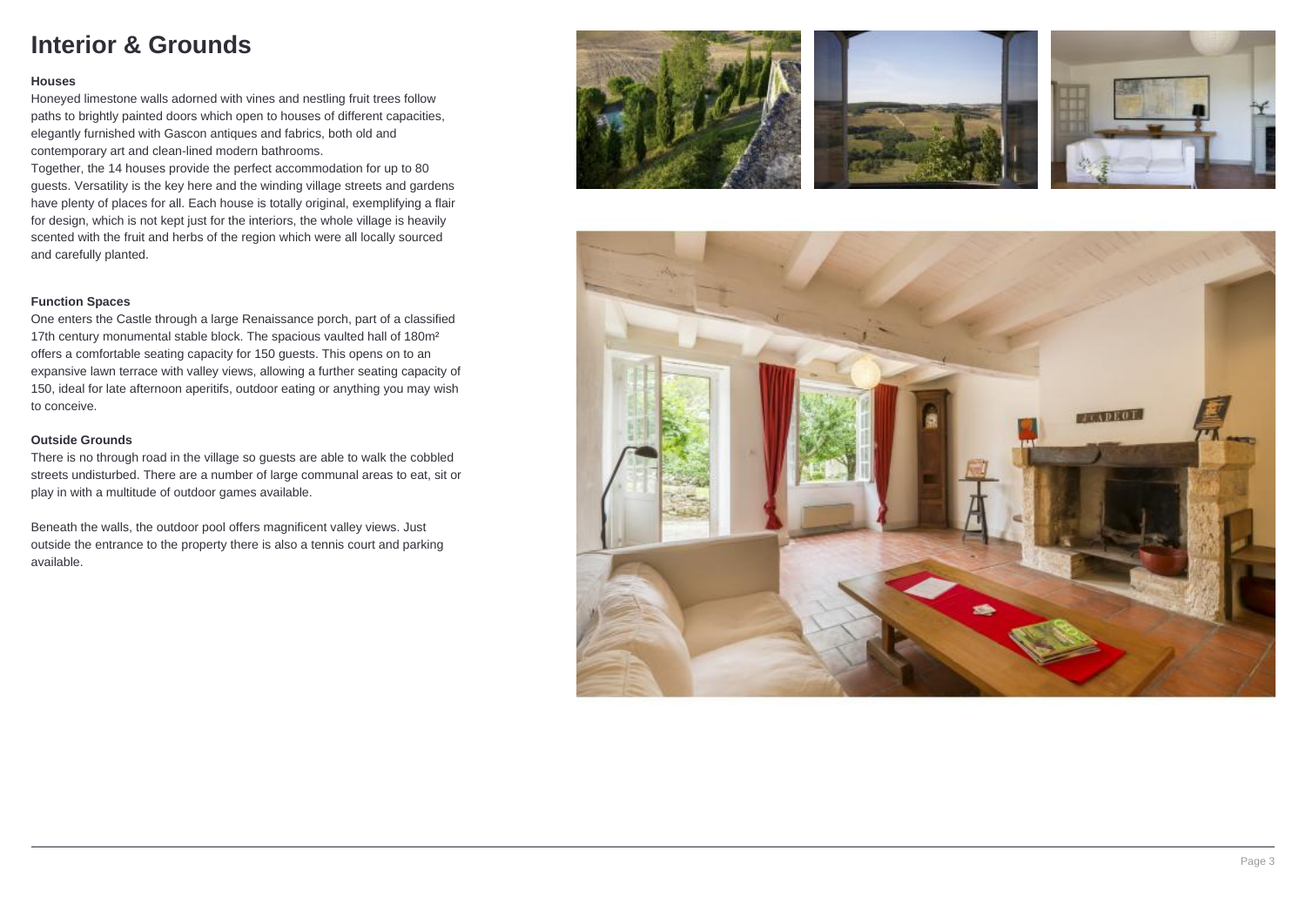# Interior & Grounds

### Houses

Honeyed limestone walls adorned with vines and nestling fruit trees follow paths to brightly painted doors which open to houses of different capacities, elegantly furnished with Gascon antiques and fabrics, both old and contemporary art and clean-lined modern bathrooms.

Together, the 14 houses provide the perfect accommodation for up to 80 guests. Versatility is the key here and the winding village streets and gardens have plenty of places for all. Each house is totally original, exemplifying a flair for design, which is not kept just for the interiors, the whole village is heavily scented with the fruit and herbs of the region which were all locally sourced and carefully planted.

### Function Spaces

One enters the Castle through a large Renaissance porch, part of a classified 17th century monumental stable block. The spacious vaulted hall of 180m² offers a comfortable seating capacity for 150 guests. This opens on to an expansive lawn terrace with valley views, allowing a further seating capacity of 150, ideal for late afternoon aperitifs, outdoor eating or anything you may wish to conceive.

### Outside Grounds

There is no through road in the village so guests are able to walk the cobbled streets undisturbed. There are a number of large communal areas to eat, sit or play in with a multitude of outdoor games available.

Beneath the walls, the outdoor pool offers magnificent valley views. Just outside the entrance to the property there is also a tennis court and parking available.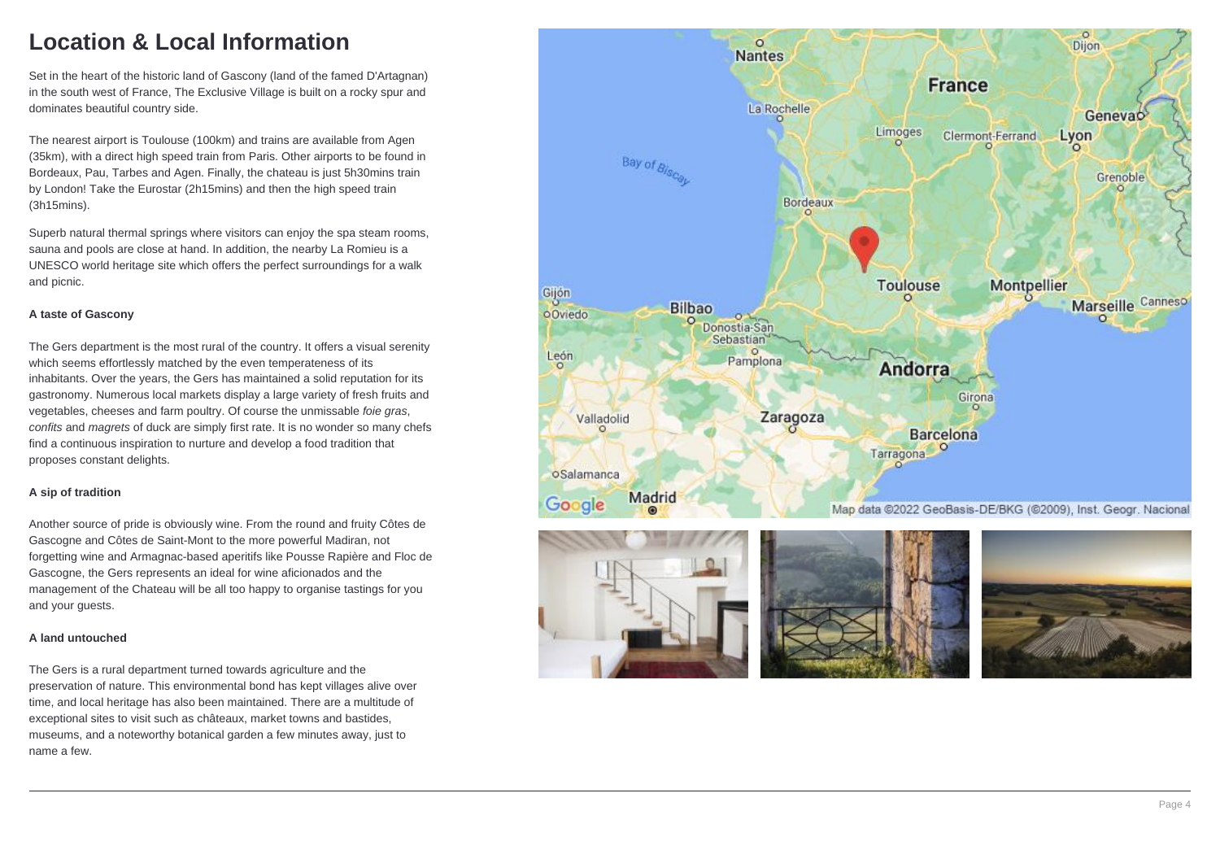# Location & Local Information

Set in the heart of the historic land of Gascony (land of the famed D'Artagnan) in the south west of France, The Exclusive Village is built on a rocky spur and dominates beautiful country side.

The nearest airport is Toulouse (100km) and trains are available from Agen (35km), with a direct high speed train from Paris. Other airports to be found in Bordeaux, Pau, Tarbes and Agen. Finally, the chateau is just 5h30mins train by London! Take the Eurostar (2h15mins) and then the high speed train (3h15mins).

Superb natural thermal springs where visitors can enjoy the spa steam rooms, sauna and pools are close at hand. In addition, the nearby La Romieu is a UNESCO world heritage site which offers the perfect surroundings for a walk and picnic.

**A taste of Gascony**

The Gers department is the most rural of the country. It offers a visual serenity which seems effortlessly matched by the even temperateness of its inhabitants. Over the years, the Gers has maintained a solid reputation for its gastronomy. Numerous local markets display a large variety of fresh fruits and vegetables, cheeses and farm poultry. Of course the unmissable *foie gras*, *confits* and *magrets* of duck are simply first rate. It is no wonder so many chefs find a continuous inspiration to nurture and develop a food tradition that proposes constant delights.

**A sip of tradition**

Another source of pride is obviously wine. From the round and fruity Côtes de Gascogne and Côtes de Saint-Mont to the more powerful Madiran, not forgetting wine and Armagnac-based aperitifs like Pousse Rapière and Floc de Gascogne, the Gers represents an ideal for wine aficionados and the management of the Chateau will be all too happy to organise tastings for you and your guests.

**A land untouched**

The Gers is a rural department turned towards agriculture and the preservation of nature. This environmental bond has kept villages alive over time, and local heritage has also been maintained. There are a multitude of exceptional sites to visit such as châteaux, market towns and bastides, museums, and a noteworthy botanical garden a few minutes away, just to name a few.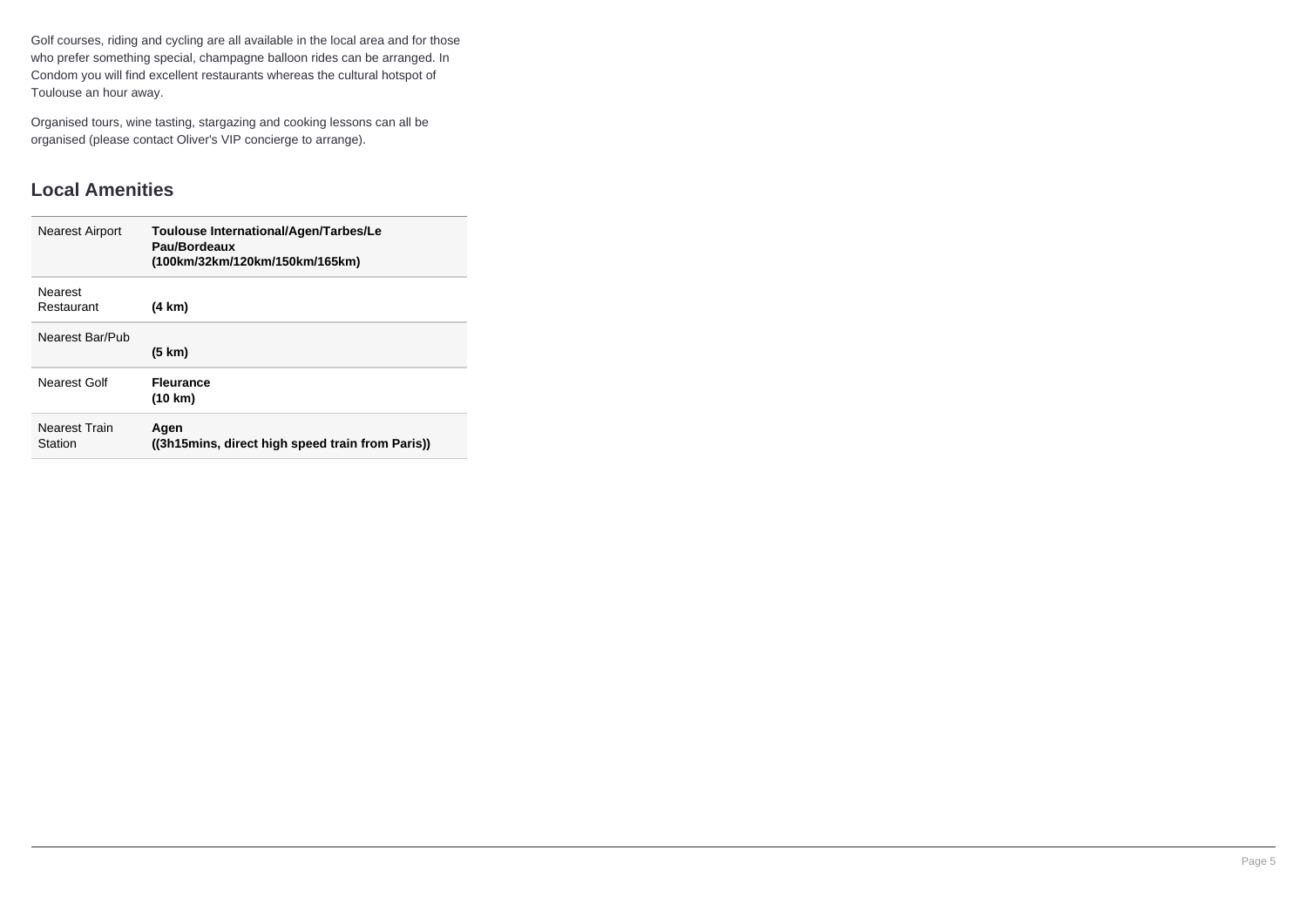Golf courses, riding and cycling are all available in the local area and for those who prefer something special, champagne balloon rides can be arranged. In Condom you will find excellent restaurants whereas the cultural hotspot of Toulouse an hour away.

Organised tours, wine tasting, stargazing and cooking lessons can all be organised (please contact Oliver's VIP concierge to arrange).

## Local Amenities

| | |
|---|---|
| Nearest Airport | **Toulouse International/Agen/Tarbes/Le Pau/Bordeaux (100km/32km/120km/150km/165km)** |
| Nearest Restaurant | **(4 km)** |
| Nearest Bar/Pub | **(5 km)** |
| Nearest Golf | **Fleurance (10 km)** |
| Nearest Train Station | **Agen ((3h15mins, direct high speed train from Paris))** |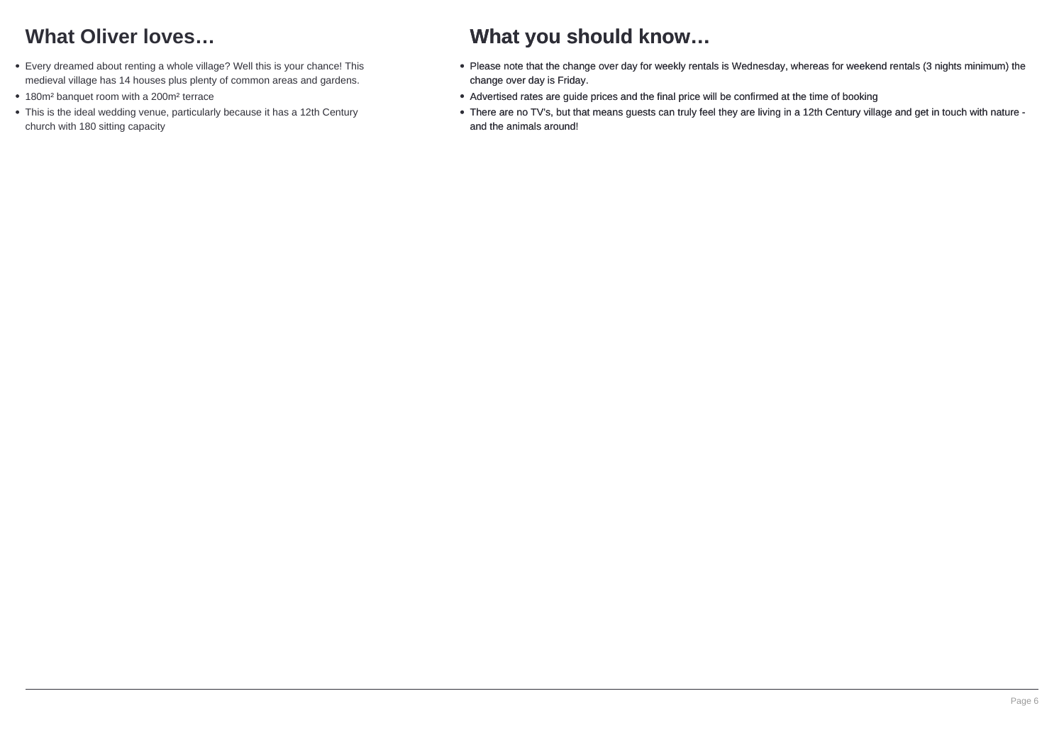## What Oliver loves…

- Every dreamed about renting a whole village? Well this is your chance! This medieval village has 14 houses plus plenty of common areas and gardens.
- 180m² banquet room with a 200m² terrace
- This is the ideal wedding venue, particularly because it has a 12th Century church with 180 sitting capacity

## What you should know…

- Please note that the change over day for weekly rentals is Wednesday, whereas for weekend rentals (3 nights minimum) the change over day is Friday.
- Advertised rates are guide prices and the final price will be confirmed at the time of booking
- There are no TV's, but that means guests can truly feel they are living in a 12th Century village and get in touch with nature - and the animals around!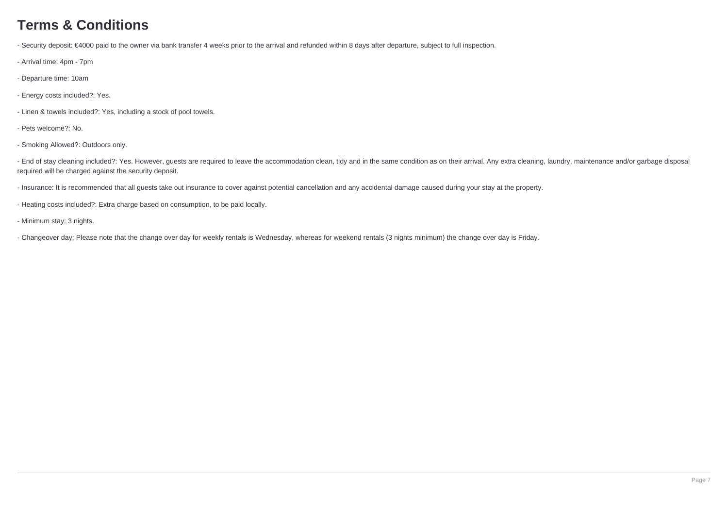# Terms & Conditions

- Security deposit: €4000 paid to the owner via bank transfer 4 weeks prior to the arrival and refunded within 8 days after departure, subject to full inspection.

- Arrival time: 4pm - 7pm

- Departure time: 10am

- Energy costs included?: Yes.

- Linen & towels included?: Yes, including a stock of pool towels.

- Pets welcome?: No.

- Smoking Allowed?: Outdoors only.

- End of stay cleaning included?: Yes. However, guests are required to leave the accommodation clean, tidy and in the same condition as on their arrival. Any extra cleaning, laundry, maintenance and/or garbage disposal required will be charged against the security deposit.

- Insurance: It is recommended that all guests take out insurance to cover against potential cancellation and any accidental damage caused during your stay at the property.

- Heating costs included?: Extra charge based on consumption, to be paid locally.

- Minimum stay: 3 nights.

- Changeover day: Please note that the change over day for weekly rentals is Wednesday, whereas for weekend rentals (3 nights minimum) the change over day is Friday.